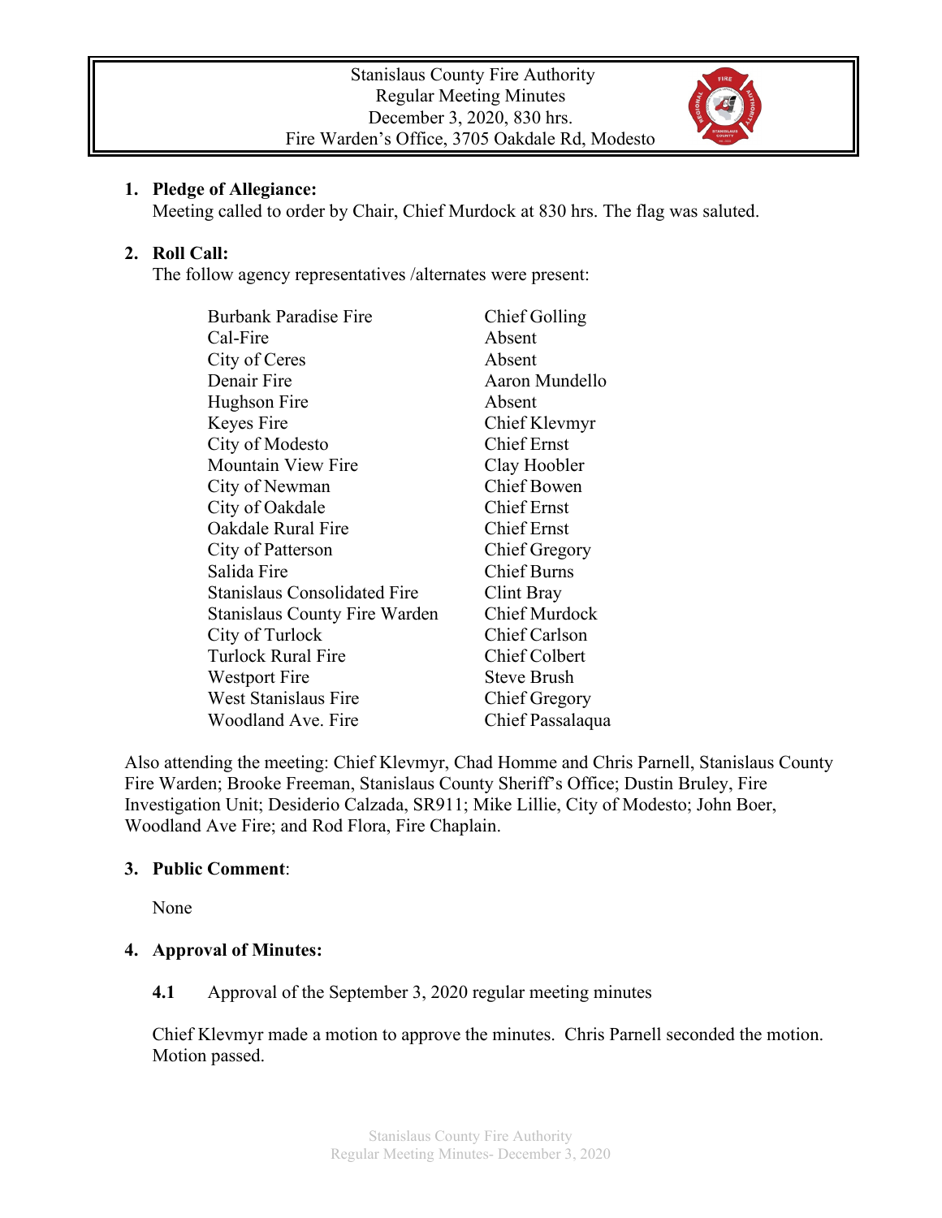Stanislaus County Fire Authority
Regular Meeting Minutes
December 3, 2020, 830 hrs.
Fire Warden's Office, 3705 Oakdale Rd, Modesto

1. **Pledge of Allegiance:**
   Meeting called to order by Chair, Chief Murdock at 830 hrs. The flag was saluted.

2. **Roll Call:**
   The follow agency representatives /alternates were present:

| | |
|---|---|
| Burbank Paradise Fire | Chief Golling |
| Cal-Fire | Absent |
| City of Ceres | Absent |
| Denair Fire | Aaron Mundello |
| Hughson Fire | Absent |
| Keyes Fire | Chief Klevmyr |
| City of Modesto | Chief Ernst |
| Mountain View Fire | Clay Hoobler |
| City of Newman | Chief Bowen |
| City of Oakdale | Chief Ernst |
| Oakdale Rural Fire | Chief Ernst |
| City of Patterson | Chief Gregory |
| Salida Fire | Chief Burns |
| Stanislaus Consolidated Fire | Clint Bray |
| Stanislaus County Fire Warden | Chief Murdock |
| City of Turlock | Chief Carlson |
| Turlock Rural Fire | Chief Colbert |
| Westport Fire | Steve Brush |
| West Stanislaus Fire | Chief Gregory |
| Woodland Ave. Fire | Chief Passalaqua |

Also attending the meeting: Chief Klevmyr, Chad Homme and Chris Parnell, Stanislaus County Fire Warden; Brooke Freeman, Stanislaus County Sheriff's Office; Dustin Bruley, Fire Investigation Unit; Desiderio Calzada, SR911; Mike Lillie, City of Modesto; John Boer, Woodland Ave Fire; and Rod Flora, Fire Chaplain.

3. **Public Comment**:

   None

4. **Approval of Minutes:**

   **4.1** Approval of the September 3, 2020 regular meeting minutes

   Chief Klevmyr made a motion to approve the minutes. Chris Parnell seconded the motion. Motion passed.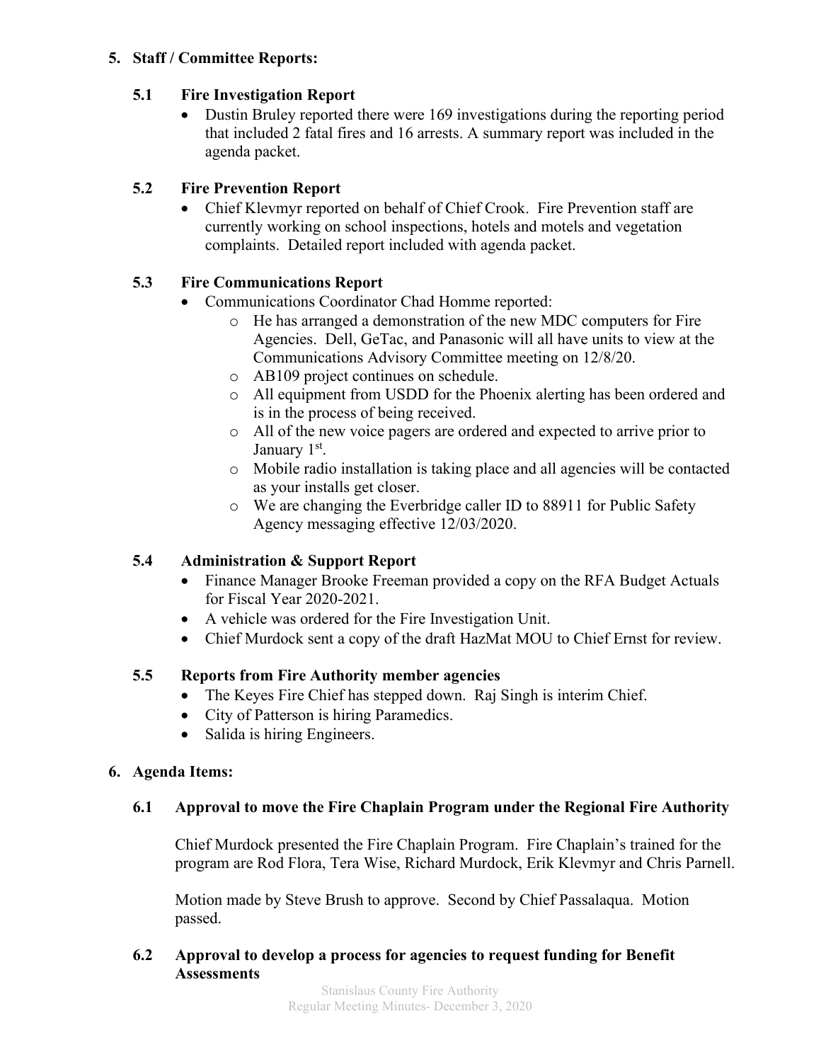## 5. Staff / Committee Reports:

### 5.1 Fire Investigation Report

- Dustin Bruley reported there were 169 investigations during the reporting period that included 2 fatal fires and 16 arrests. A summary report was included in the agenda packet.

### 5.2 Fire Prevention Report

- Chief Klevmyr reported on behalf of Chief Crook. Fire Prevention staff are currently working on school inspections, hotels and motels and vegetation complaints. Detailed report included with agenda packet.

### 5.3 Fire Communications Report

- Communications Coordinator Chad Homme reported:
  - He has arranged a demonstration of the new MDC computers for Fire Agencies. Dell, GeTac, and Panasonic will all have units to view at the Communications Advisory Committee meeting on 12/8/20.
  - AB109 project continues on schedule.
  - All equipment from USDD for the Phoenix alerting has been ordered and is in the process of being received.
  - All of the new voice pagers are ordered and expected to arrive prior to January 1st.
  - Mobile radio installation is taking place and all agencies will be contacted as your installs get closer.
  - We are changing the Everbridge caller ID to 88911 for Public Safety Agency messaging effective 12/03/2020.

### 5.4 Administration & Support Report

- Finance Manager Brooke Freeman provided a copy on the RFA Budget Actuals for Fiscal Year 2020-2021.
- A vehicle was ordered for the Fire Investigation Unit.
- Chief Murdock sent a copy of the draft HazMat MOU to Chief Ernst for review.

### 5.5 Reports from Fire Authority member agencies

- The Keyes Fire Chief has stepped down. Raj Singh is interim Chief.
- City of Patterson is hiring Paramedics.
- Salida is hiring Engineers.

## 6. Agenda Items:

### 6.1 Approval to move the Fire Chaplain Program under the Regional Fire Authority

Chief Murdock presented the Fire Chaplain Program. Fire Chaplain's trained for the program are Rod Flora, Tera Wise, Richard Murdock, Erik Klevmyr and Chris Parnell.

Motion made by Steve Brush to approve. Second by Chief Passalaqua. Motion passed.

### 6.2 Approval to develop a process for agencies to request funding for Benefit Assessments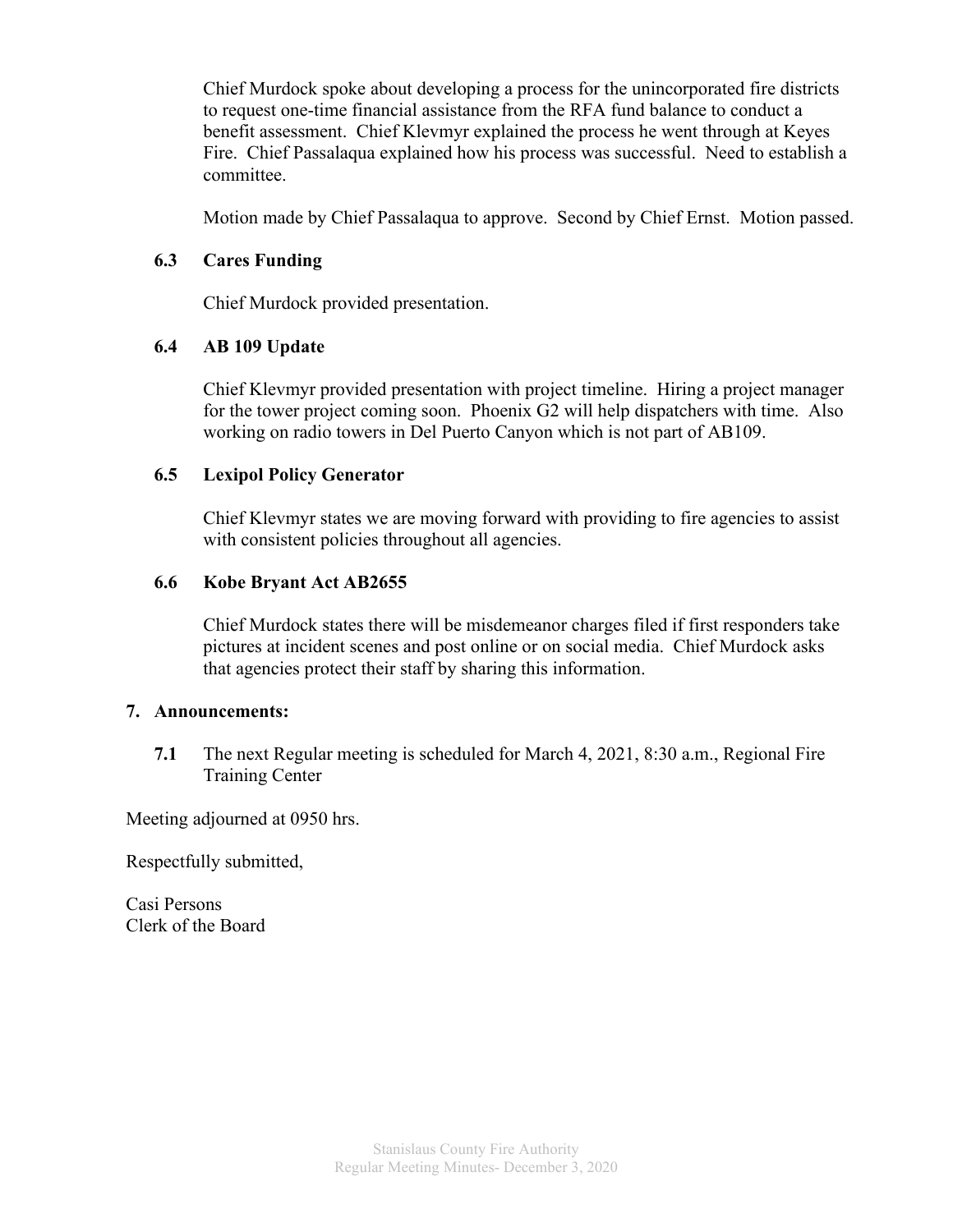Chief Murdock spoke about developing a process for the unincorporated fire districts to request one-time financial assistance from the RFA fund balance to conduct a benefit assessment. Chief Klevmyr explained the process he went through at Keyes Fire. Chief Passalaqua explained how his process was successful. Need to establish a committee.

Motion made by Chief Passalaqua to approve. Second by Chief Ernst. Motion passed.

**6.3 Cares Funding**

Chief Murdock provided presentation.

**6.4 AB 109 Update**

Chief Klevmyr provided presentation with project timeline. Hiring a project manager for the tower project coming soon. Phoenix G2 will help dispatchers with time. Also working on radio towers in Del Puerto Canyon which is not part of AB109.

**6.5 Lexipol Policy Generator**

Chief Klevmyr states we are moving forward with providing to fire agencies to assist with consistent policies throughout all agencies.

**6.6 Kobe Bryant Act AB2655**

Chief Murdock states there will be misdemeanor charges filed if first responders take pictures at incident scenes and post online or on social media. Chief Murdock asks that agencies protect their staff by sharing this information.

**7. Announcements:**

**7.1** The next Regular meeting is scheduled for March 4, 2021, 8:30 a.m., Regional Fire Training Center

Meeting adjourned at 0950 hrs.

Respectfully submitted,

Casi Persons
Clerk of the Board